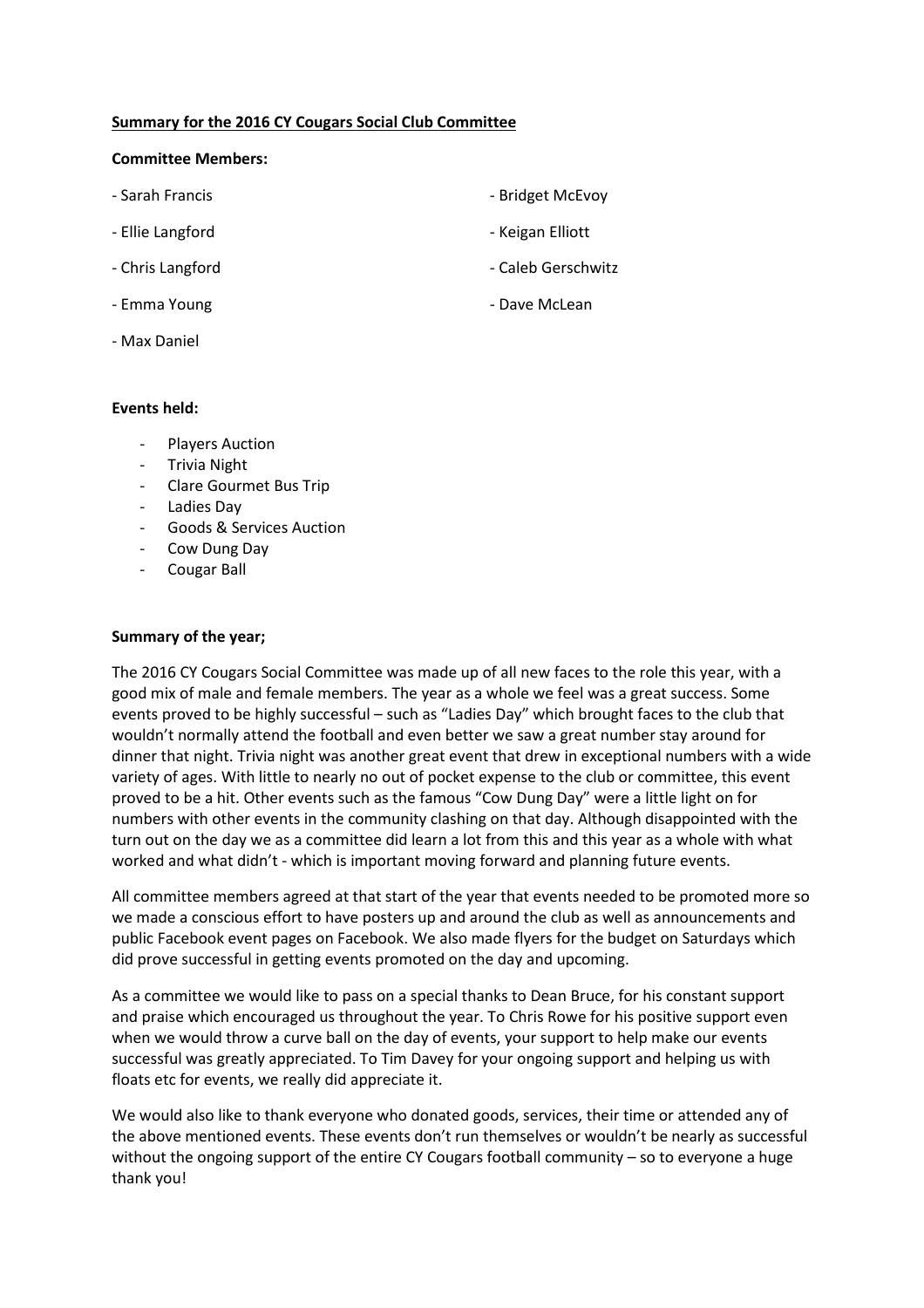**Summary for the 2016 CY Cougars Social Club Committee**

**Committee Members:**

- Sarah Francis
- Ellie Langford
- Chris Langford
- Emma Young
- Max Daniel
- Bridget McEvoy
- Keigan Elliott
- Caleb Gerschwitz
- Dave McLean

**Events held:**

- Players Auction
- Trivia Night
- Clare Gourmet Bus Trip
- Ladies Day
- Goods & Services Auction
- Cow Dung Day
- Cougar Ball

**Summary of the year;**

The 2016 CY Cougars Social Committee was made up of all new faces to the role this year, with a good mix of male and female members. The year as a whole we feel was a great success. Some events proved to be highly successful – such as "Ladies Day" which brought faces to the club that wouldn't normally attend the football and even better we saw a great number stay around for dinner that night. Trivia night was another great event that drew in exceptional numbers with a wide variety of ages. With little to nearly no out of pocket expense to the club or committee, this event proved to be a hit. Other events such as the famous "Cow Dung Day" were a little light on for numbers with other events in the community clashing on that day. Although disappointed with the turn out on the day we as a committee did learn a lot from this and this year as a whole with what worked and what didn't - which is important moving forward and planning future events.

All committee members agreed at that start of the year that events needed to be promoted more so we made a conscious effort to have posters up and around the club as well as announcements and public Facebook event pages on Facebook. We also made flyers for the budget on Saturdays which did prove successful in getting events promoted on the day and upcoming.

As a committee we would like to pass on a special thanks to Dean Bruce, for his constant support and praise which encouraged us throughout the year. To Chris Rowe for his positive support even when we would throw a curve ball on the day of events, your support to help make our events successful was greatly appreciated. To Tim Davey for your ongoing support and helping us with floats etc for events, we really did appreciate it.

We would also like to thank everyone who donated goods, services, their time or attended any of the above mentioned events. These events don't run themselves or wouldn't be nearly as successful without the ongoing support of the entire CY Cougars football community – so to everyone a huge thank you!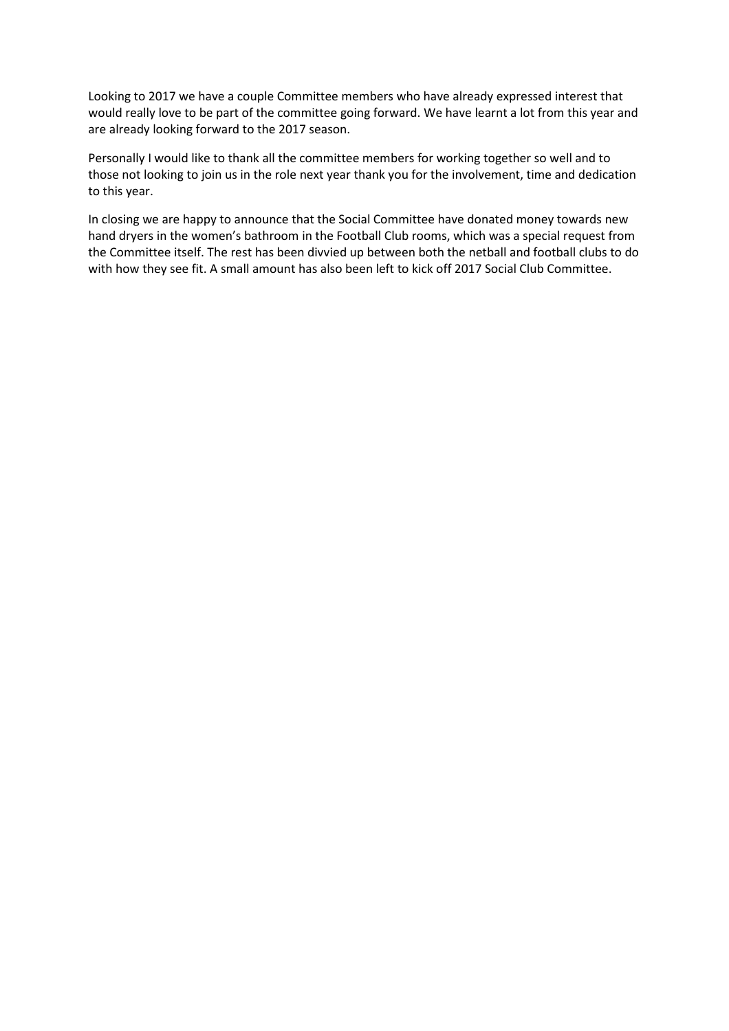Looking to 2017 we have a couple Committee members who have already expressed interest that would really love to be part of the committee going forward. We have learnt a lot from this year and are already looking forward to the 2017 season.

Personally I would like to thank all the committee members for working together so well and to those not looking to join us in the role next year thank you for the involvement, time and dedication to this year.

In closing we are happy to announce that the Social Committee have donated money towards new hand dryers in the women's bathroom in the Football Club rooms, which was a special request from the Committee itself. The rest has been divvied up between both the netball and football clubs to do with how they see fit. A small amount has also been left to kick off 2017 Social Club Committee.